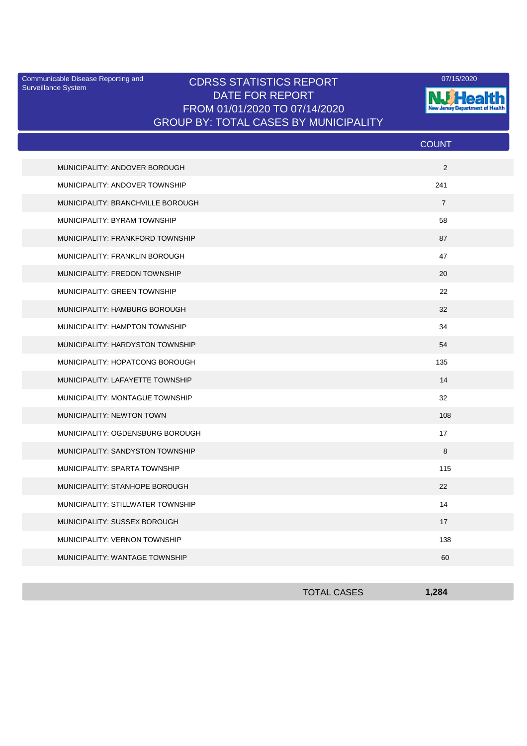Communicable Disease Reporting and Surveillance System

07/15/2020

# CDRSS STATISTICS REPORT
## DATE FOR REPORT
## FROM 01/01/2020 TO 07/14/2020
## GROUP BY: TOTAL CASES BY MUNICIPALITY

| | COUNT |
|---|---|
| MUNICIPALITY: ANDOVER BOROUGH | 2 |
| MUNICIPALITY: ANDOVER TOWNSHIP | 241 |
| MUNICIPALITY: BRANCHVILLE BOROUGH | 7 |
| MUNICIPALITY: BYRAM TOWNSHIP | 58 |
| MUNICIPALITY: FRANKFORD TOWNSHIP | 87 |
| MUNICIPALITY: FRANKLIN BOROUGH | 47 |
| MUNICIPALITY: FREDON TOWNSHIP | 20 |
| MUNICIPALITY: GREEN TOWNSHIP | 22 |
| MUNICIPALITY: HAMBURG BOROUGH | 32 |
| MUNICIPALITY: HAMPTON TOWNSHIP | 34 |
| MUNICIPALITY: HARDYSTON TOWNSHIP | 54 |
| MUNICIPALITY: HOPATCONG BOROUGH | 135 |
| MUNICIPALITY: LAFAYETTE TOWNSHIP | 14 |
| MUNICIPALITY: MONTAGUE TOWNSHIP | 32 |
| MUNICIPALITY: NEWTON TOWN | 108 |
| MUNICIPALITY: OGDENSBURG BOROUGH | 17 |
| MUNICIPALITY: SANDYSTON TOWNSHIP | 8 |
| MUNICIPALITY: SPARTA TOWNSHIP | 115 |
| MUNICIPALITY: STANHOPE BOROUGH | 22 |
| MUNICIPALITY: STILLWATER TOWNSHIP | 14 |
| MUNICIPALITY: SUSSEX BOROUGH | 17 |
| MUNICIPALITY: VERNON TOWNSHIP | 138 |
| MUNICIPALITY: WANTAGE TOWNSHIP | 60 |
| TOTAL CASES | **1,284** |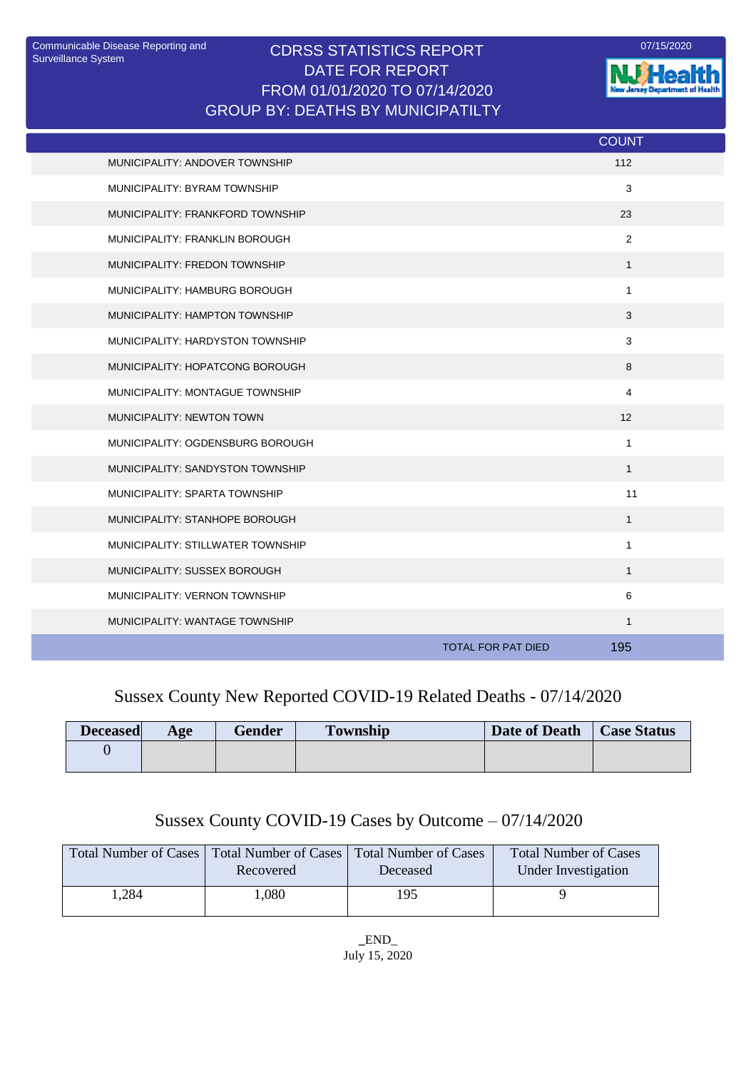Communicable Disease Reporting and Surveillance System

# CDRSS STATISTICS REPORT
## DATE FOR REPORT
## FROM 01/01/2020 TO 07/14/2020
## GROUP BY: DEATHS BY MUNICIPATILTY

07/15/2020

NJ Health — New Jersey Department of Health

| | COUNT |
|---|---|
| MUNICIPALITY: ANDOVER TOWNSHIP | 112 |
| MUNICIPALITY: BYRAM TOWNSHIP | 3 |
| MUNICIPALITY: FRANKFORD TOWNSHIP | 23 |
| MUNICIPALITY: FRANKLIN BOROUGH | 2 |
| MUNICIPALITY: FREDON TOWNSHIP | 1 |
| MUNICIPALITY: HAMBURG BOROUGH | 1 |
| MUNICIPALITY: HAMPTON TOWNSHIP | 3 |
| MUNICIPALITY: HARDYSTON TOWNSHIP | 3 |
| MUNICIPALITY: HOPATCONG BOROUGH | 8 |
| MUNICIPALITY: MONTAGUE TOWNSHIP | 4 |
| MUNICIPALITY: NEWTON TOWN | 12 |
| MUNICIPALITY: OGDENSBURG BOROUGH | 1 |
| MUNICIPALITY: SANDYSTON TOWNSHIP | 1 |
| MUNICIPALITY: SPARTA TOWNSHIP | 11 |
| MUNICIPALITY: STANHOPE BOROUGH | 1 |
| MUNICIPALITY: STILLWATER TOWNSHIP | 1 |
| MUNICIPALITY: SUSSEX BOROUGH | 1 |
| MUNICIPALITY: VERNON TOWNSHIP | 6 |
| MUNICIPALITY: WANTAGE TOWNSHIP | 1 |
| TOTAL FOR PAT DIED | 195 |

## Sussex County New Reported COVID-19 Related Deaths - 07/14/2020

| Deceased | Age | Gender | Township | Date of Death | Case Status |
|---|---|---|---|---|---|
| 0 | | | | | |

## Sussex County COVID-19 Cases by Outcome – 07/14/2020

| Total Number of Cases | Total Number of Cases Recovered | Total Number of Cases Deceased | Total Number of Cases Under Investigation |
|---|---|---|---|
| 1,284 | 1,080 | 195 | 9 |

_END_
July 15, 2020